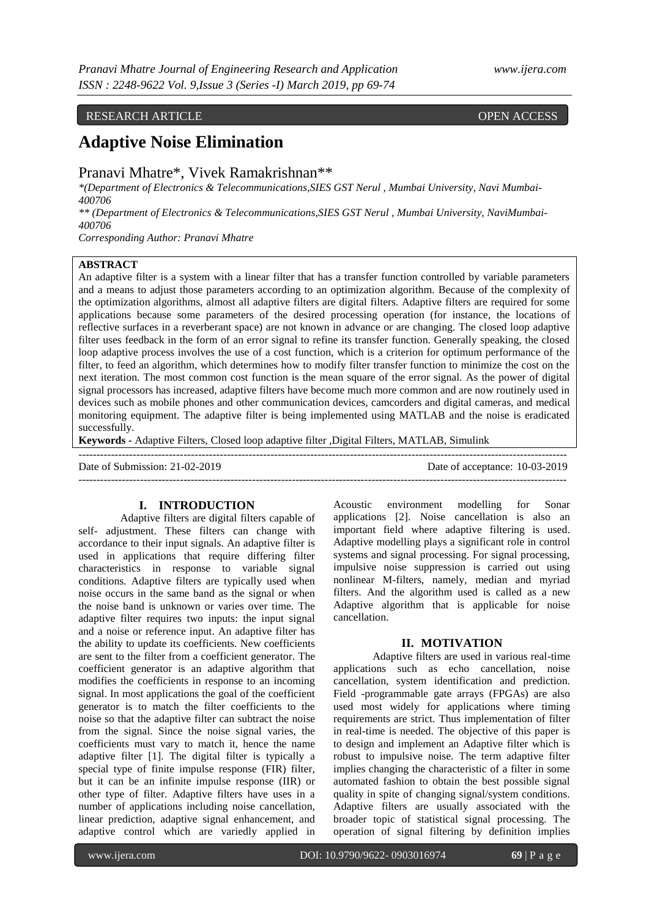RESEARCH ARTICLE OPEN ACCESS

# Adaptive Noise Elimination

Pranavi Mhatre*, Vivek Ramakrishnan**

*(Department of Electronics & Telecommunications,SIES GST Nerul , Mumbai University, Navi Mumbai-400706

** (Department of Electronics & Telecommunications,SIES GST Nerul , Mumbai University, NaviMumbai-400706

Corresponding Author: Pranavi Mhatre

## ABSTRACT

An adaptive filter is a system with a linear filter that has a transfer function controlled by variable parameters and a means to adjust those parameters according to an optimization algorithm. Because of the complexity of the optimization algorithms, almost all adaptive filters are digital filters. Adaptive filters are required for some applications because some parameters of the desired processing operation (for instance, the locations of reflective surfaces in a reverberant space) are not known in advance or are changing. The closed loop adaptive filter uses feedback in the form of an error signal to refine its transfer function. Generally speaking, the closed loop adaptive process involves the use of a cost function, which is a criterion for optimum performance of the filter, to feed an algorithm, which determines how to modify filter transfer function to minimize the cost on the next iteration. The most common cost function is the mean square of the error signal. As the power of digital signal processors has increased, adaptive filters have become much more common and are now routinely used in devices such as mobile phones and other communication devices, camcorders and digital cameras, and medical monitoring equipment. The adaptive filter is being implemented using MATLAB and the noise is eradicated successfully.

**Keywords -** Adaptive Filters, Closed loop adaptive filter ,Digital Filters, MATLAB, Simulink

Date of Submission: 21-02-2019 Date of acceptance: 10-03-2019

## I. INTRODUCTION

Adaptive filters are digital filters capable of self- adjustment. These filters can change with accordance to their input signals. An adaptive filter is used in applications that require differing filter characteristics in response to variable signal conditions. Adaptive filters are typically used when noise occurs in the same band as the signal or when the noise band is unknown or varies over time. The adaptive filter requires two inputs: the input signal and a noise or reference input. An adaptive filter has the ability to update its coefficients. New coefficients are sent to the filter from a coefficient generator. The coefficient generator is an adaptive algorithm that modifies the coefficients in response to an incoming signal. In most applications the goal of the coefficient generator is to match the filter coefficients to the noise so that the adaptive filter can subtract the noise from the signal. Since the noise signal varies, the coefficients must vary to match it, hence the name adaptive filter [1]. The digital filter is typically a special type of finite impulse response (FIR) filter, but it can be an infinite impulse response (IIR) or other type of filter. Adaptive filters have uses in a number of applications including noise cancellation, linear prediction, adaptive signal enhancement, and adaptive control which are variedly applied in Acoustic environment modelling for Sonar applications [2]. Noise cancellation is also an important field where adaptive filtering is used. Adaptive modelling plays a significant role in control systems and signal processing. For signal processing, impulsive noise suppression is carried out using nonlinear M-filters, namely, median and myriad filters. And the algorithm used is called as a new Adaptive algorithm that is applicable for noise cancellation.

## II. MOTIVATION

Adaptive filters are used in various real-time applications such as echo cancellation, noise cancellation, system identification and prediction. Field -programmable gate arrays (FPGAs) are also used most widely for applications where timing requirements are strict. Thus implementation of filter in real-time is needed. The objective of this paper is to design and implement an Adaptive filter which is robust to impulsive noise. The term adaptive filter implies changing the characteristic of a filter in some automated fashion to obtain the best possible signal quality in spite of changing signal/system conditions. Adaptive filters are usually associated with the broader topic of statistical signal processing. The operation of signal filtering by definition implies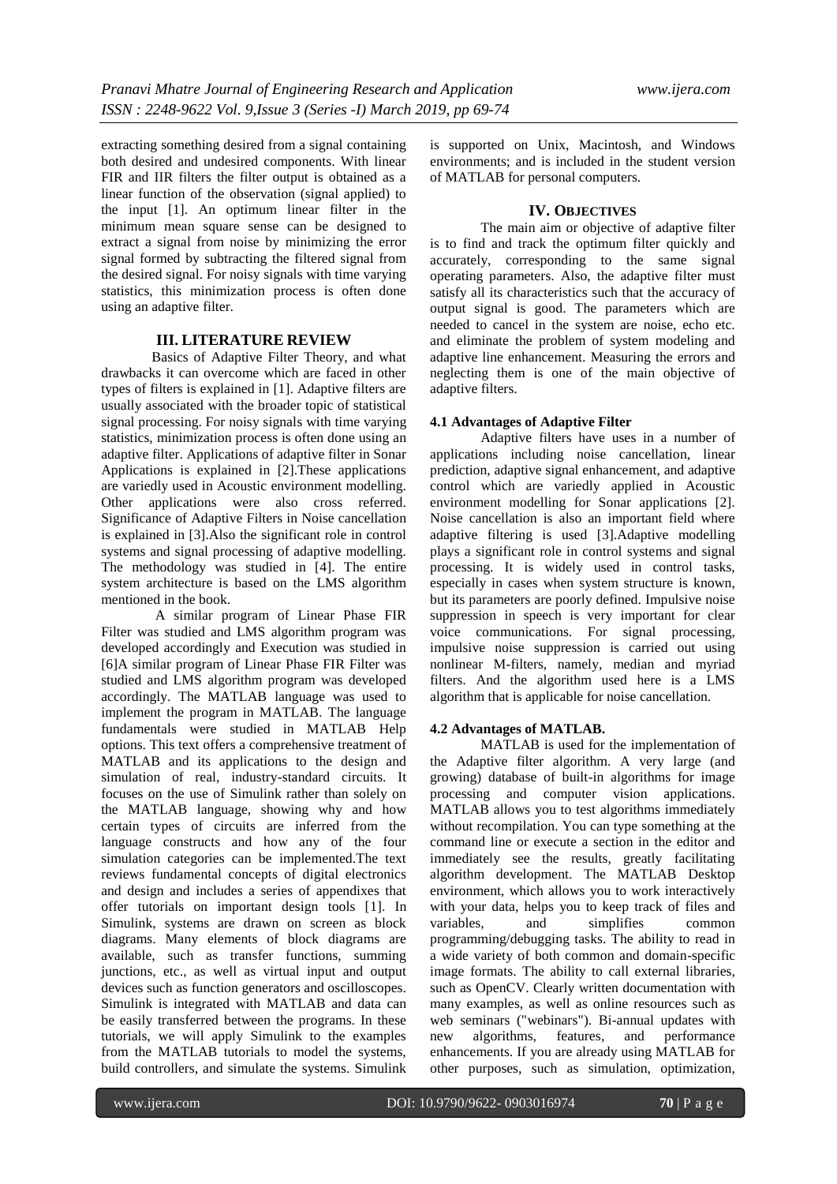extracting something desired from a signal containing both desired and undesired components. With linear FIR and IIR filters the filter output is obtained as a linear function of the observation (signal applied) to the input [1]. An optimum linear filter in the minimum mean square sense can be designed to extract a signal from noise by minimizing the error signal formed by subtracting the filtered signal from the desired signal. For noisy signals with time varying statistics, this minimization process is often done using an adaptive filter.

## III. LITERATURE REVIEW

Basics of Adaptive Filter Theory, and what drawbacks it can overcome which are faced in other types of filters is explained in [1]. Adaptive filters are usually associated with the broader topic of statistical signal processing. For noisy signals with time varying statistics, minimization process is often done using an adaptive filter. Applications of adaptive filter in Sonar Applications is explained in [2].These applications are variedly used in Acoustic environment modelling. Other applications were also cross referred. Significance of Adaptive Filters in Noise cancellation is explained in [3].Also the significant role in control systems and signal processing of adaptive modelling. The methodology was studied in [4]. The entire system architecture is based on the LMS algorithm mentioned in the book.

A similar program of Linear Phase FIR Filter was studied and LMS algorithm program was developed accordingly and Execution was studied in [6]A similar program of Linear Phase FIR Filter was studied and LMS algorithm program was developed accordingly. The MATLAB language was used to implement the program in MATLAB. The language fundamentals were studied in MATLAB Help options. This text offers a comprehensive treatment of MATLAB and its applications to the design and simulation of real, industry-standard circuits. It focuses on the use of Simulink rather than solely on the MATLAB language, showing why and how certain types of circuits are inferred from the language constructs and how any of the four simulation categories can be implemented.The text reviews fundamental concepts of digital electronics and design and includes a series of appendixes that offer tutorials on important design tools [1]. In Simulink, systems are drawn on screen as block diagrams. Many elements of block diagrams are available, such as transfer functions, summing junctions, etc., as well as virtual input and output devices such as function generators and oscilloscopes. Simulink is integrated with MATLAB and data can be easily transferred between the programs. In these tutorials, we will apply Simulink to the examples from the MATLAB tutorials to model the systems, build controllers, and simulate the systems. Simulink is supported on Unix, Macintosh, and Windows environments; and is included in the student version of MATLAB for personal computers.

## IV. OBJECTIVES

The main aim or objective of adaptive filter is to find and track the optimum filter quickly and accurately, corresponding to the same signal operating parameters. Also, the adaptive filter must satisfy all its characteristics such that the accuracy of output signal is good. The parameters which are needed to cancel in the system are noise, echo etc. and eliminate the problem of system modeling and adaptive line enhancement. Measuring the errors and neglecting them is one of the main objective of adaptive filters.

### 4.1 Advantages of Adaptive Filter

Adaptive filters have uses in a number of applications including noise cancellation, linear prediction, adaptive signal enhancement, and adaptive control which are variedly applied in Acoustic environment modelling for Sonar applications [2]. Noise cancellation is also an important field where adaptive filtering is used [3].Adaptive modelling plays a significant role in control systems and signal processing. It is widely used in control tasks, especially in cases when system structure is known, but its parameters are poorly defined. Impulsive noise suppression in speech is very important for clear voice communications. For signal processing, impulsive noise suppression is carried out using nonlinear M-filters, namely, median and myriad filters. And the algorithm used here is a LMS algorithm that is applicable for noise cancellation.

### 4.2 Advantages of MATLAB.

MATLAB is used for the implementation of the Adaptive filter algorithm. A very large (and growing) database of built-in algorithms for image processing and computer vision applications. MATLAB allows you to test algorithms immediately without recompilation. You can type something at the command line or execute a section in the editor and immediately see the results, greatly facilitating algorithm development. The MATLAB Desktop environment, which allows you to work interactively with your data, helps you to keep track of files and variables, and simplifies common programming/debugging tasks. The ability to read in a wide variety of both common and domain-specific image formats. The ability to call external libraries, such as OpenCV. Clearly written documentation with many examples, as well as online resources such as web seminars ("webinars"). Bi-annual updates with new algorithms, features, and performance enhancements. If you are already using MATLAB for other purposes, such as simulation, optimization,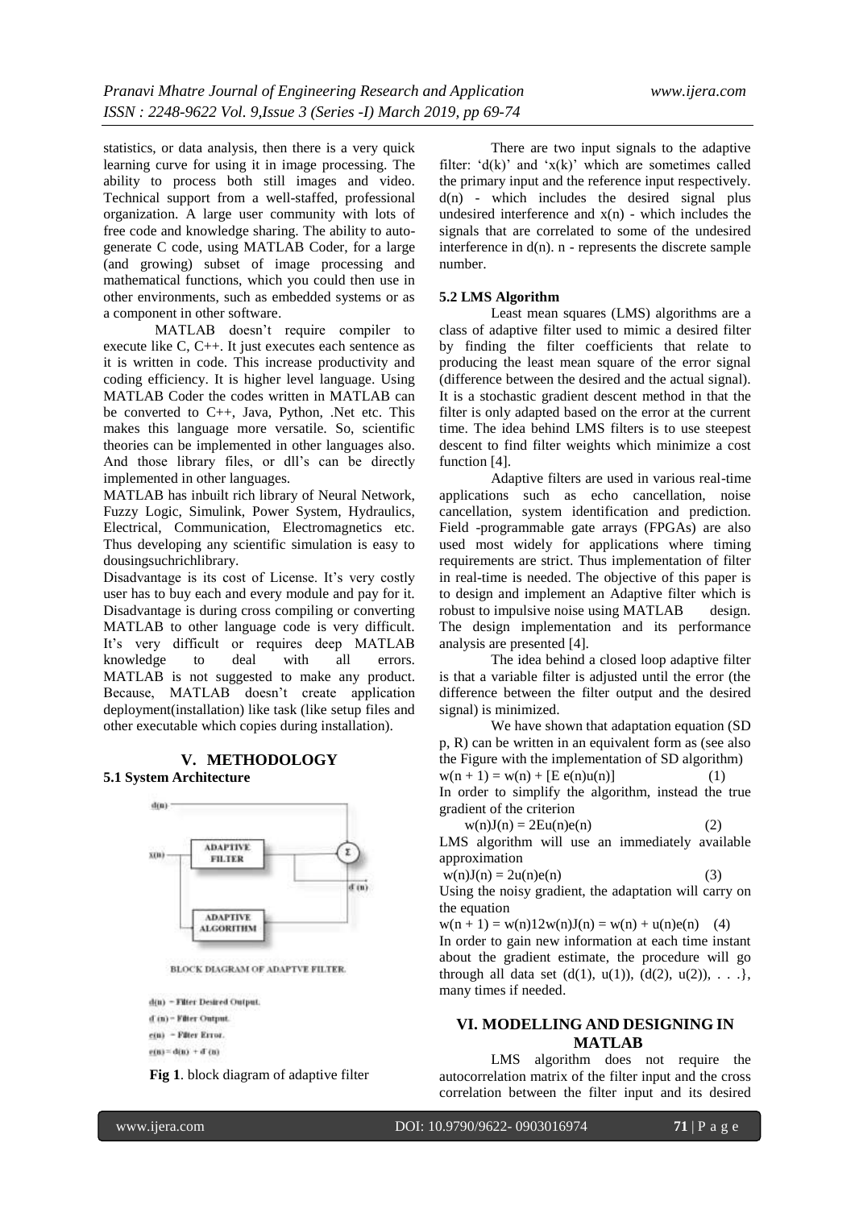statistics, or data analysis, then there is a very quick learning curve for using it in image processing. The ability to process both still images and video. Technical support from a well-staffed, professional organization. A large user community with lots of free code and knowledge sharing. The ability to auto-generate C code, using MATLAB Coder, for a large (and growing) subset of image processing and mathematical functions, which you could then use in other environments, such as embedded systems or as a component in other software.

MATLAB doesn't require compiler to execute like C, C++. It just executes each sentence as it is written in code. This increase productivity and coding efficiency. It is higher level language. Using MATLAB Coder the codes written in MATLAB can be converted to C++, Java, Python, .Net etc. This makes this language more versatile. So, scientific theories can be implemented in other languages also. And those library files, or dll's can be directly implemented in other languages.

MATLAB has inbuilt rich library of Neural Network, Fuzzy Logic, Simulink, Power System, Hydraulics, Electrical, Communication, Electromagnetics etc. Thus developing any scientific simulation is easy to dousingsuchrichlibrary.

Disadvantage is its cost of License. It's very costly user has to buy each and every module and pay for it. Disadvantage is during cross compiling or converting MATLAB to other language code is very difficult. It's very difficult or requires deep MATLAB knowledge to deal with all errors. MATLAB is not suggested to make any product. Because, MATLAB doesn't create application deployment(installation) like task (like setup files and other executable which copies during installation).

## V. METHODOLOGY

### 5.1 System Architecture

BLOCK DIAGRAM OF ADAPTVE FILTER.

d(n) = Filter Desired Output.
d'(n) = Filter Output.
e(n) = Filter Error.
e(n) = d(n) + d'(n)

**Fig 1**. block diagram of adaptive filter

There are two input signals to the adaptive filter: '$d(k)$' and '$x(k)$' which are sometimes called the primary input and the reference input respectively. $d(n)$ - which includes the desired signal plus undesired interference and $x(n)$ - which includes the signals that are correlated to some of the undesired interference in $d(n)$. n - represents the discrete sample number.

### 5.2 LMS Algorithm

Least mean squares (LMS) algorithms are a class of adaptive filter used to mimic a desired filter by finding the filter coefficients that relate to producing the least mean square of the error signal (difference between the desired and the actual signal). It is a stochastic gradient descent method in that the filter is only adapted based on the error at the current time. The idea behind LMS filters is to use steepest descent to find filter weights which minimize a cost function [4].

Adaptive filters are used in various real-time applications such as echo cancellation, noise cancellation, system identification and prediction. Field -programmable gate arrays (FPGAs) are also used most widely for applications where timing requirements are strict. Thus implementation of filter in real-time is needed. The objective of this paper is to design and implement an Adaptive filter which is robust to impulsive noise using MATLAB design. The design implementation and its performance analysis are presented [4].

The idea behind a closed loop adaptive filter is that a variable filter is adjusted until the error (the difference between the filter output and the desired signal) is minimized.

We have shown that adaptation equation (SD p, R) can be written in an equivalent form as (see also the Figure with the implementation of SD algorithm)

$$w(n + 1) = w(n) + [E\, e(n)u(n)] \quad (1)$$

In order to simplify the algorithm, instead the true gradient of the criterion

$$w(n)J(n) = 2Eu(n)e(n) \quad (2)$$

LMS algorithm will use an immediately available approximation

$$w(n)J(n) = 2u(n)e(n) \quad (3)$$

Using the noisy gradient, the adaptation will carry on the equation

$$w(n + 1) = w(n)12w(n)J(n) = w(n) + u(n)e(n) \quad (4)$$

In order to gain new information at each time instant about the gradient estimate, the procedure will go through all data set $(d(1), u(1)), (d(2), u(2)), \ldots\}$, many times if needed.

## VI. MODELLING AND DESIGNING IN MATLAB

LMS algorithm does not require the autocorrelation matrix of the filter input and the cross correlation between the filter input and its desired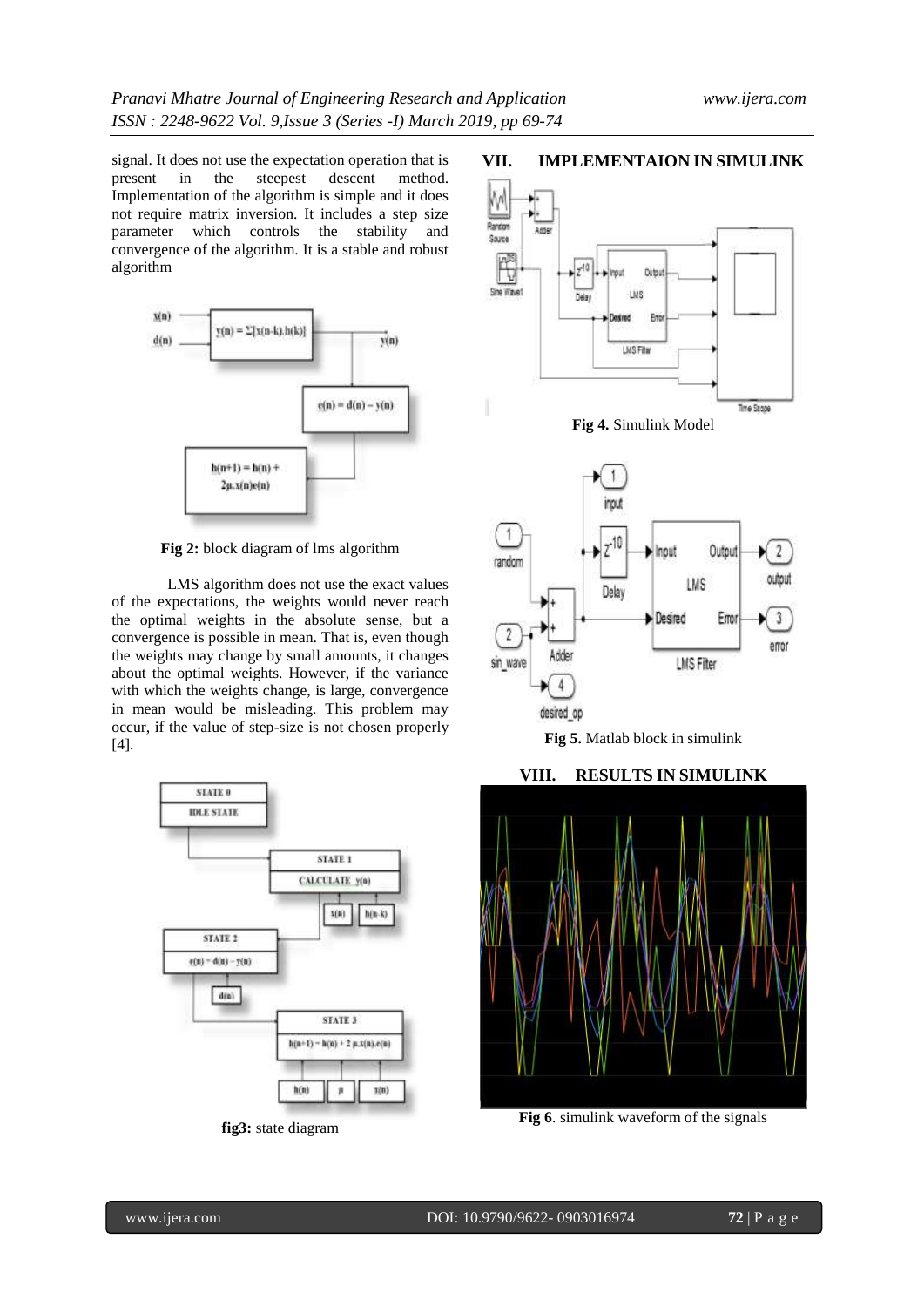signal. It does not use the expectation operation that is present in the steepest descent method. Implementation of the algorithm is simple and it does not require matrix inversion. It includes a step size parameter which controls the stability and convergence of the algorithm. It is a stable and robust algorithm

**Fig 2:** block diagram of lms algorithm

LMS algorithm does not use the exact values of the expectations, the weights would never reach the optimal weights in the absolute sense, but a convergence is possible in mean. That is, even though the weights may change by small amounts, it changes about the optimal weights. However, if the variance with which the weights change, is large, convergence in mean would be misleading. This problem may occur, if the value of step-size is not chosen properly [4].

**fig3:** state diagram

## VII. IMPLEMENTAION IN SIMULINK

**Fig 4.** Simulink Model

**Fig 5.** Matlab block in simulink

## VIII. RESULTS IN SIMULINK

**Fig 6**. simulink waveform of the signals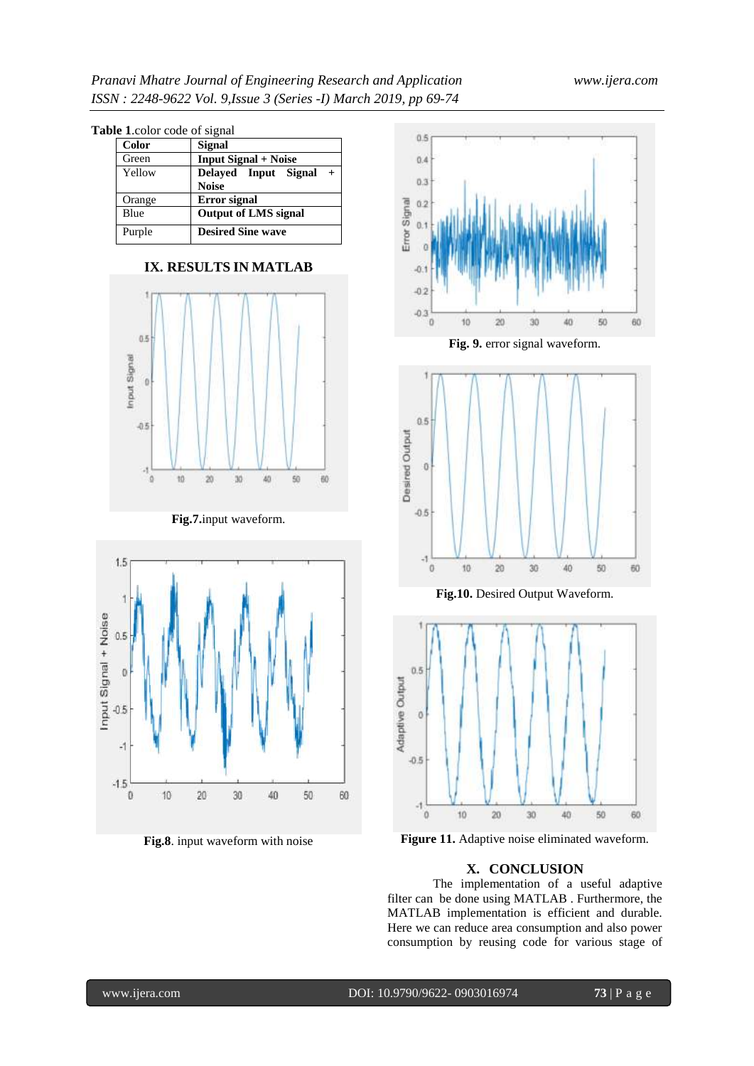**Table 1**.color code of signal

| Color | Signal |
|---|---|
| Green | **Input Signal + Noise** |
| Yellow | **Delayed Input Signal + Noise** |
| Orange | **Error signal** |
| Blue | **Output of LMS signal** |
| Purple | **Desired Sine wave** |

## IX. RESULTS IN MATLAB

**Fig.7.**input waveform.

**Fig.8**. input waveform with noise

**Fig. 9.** error signal waveform.

**Fig.10.** Desired Output Waveform.

**Figure 11.** Adaptive noise eliminated waveform.

## X. CONCLUSION

The implementation of a useful adaptive filter can be done using MATLAB . Furthermore, the MATLAB implementation is efficient and durable. Here we can reduce area consumption and also power consumption by reusing code for various stage of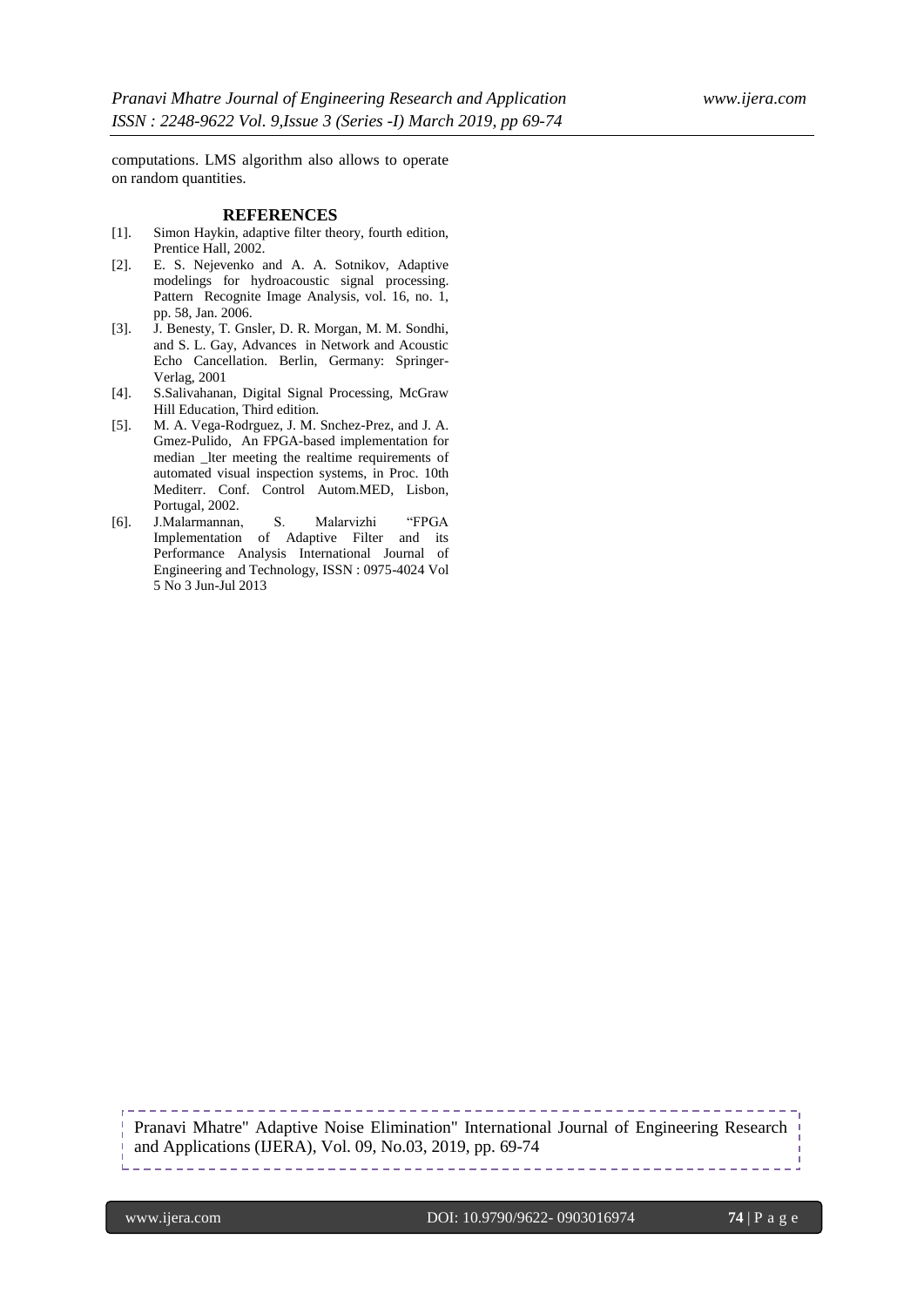computations. LMS algorithm also allows to operate on random quantities.

## REFERENCES

[1]. Simon Haykin, adaptive filter theory, fourth edition, Prentice Hall, 2002.

[2]. E. S. Nejevenko and A. A. Sotnikov, Adaptive modelings for hydroacoustic signal processing. Pattern Recognite Image Analysis, vol. 16, no. 1, pp. 58, Jan. 2006.

[3]. J. Benesty, T. Gnsler, D. R. Morgan, M. M. Sondhi, and S. L. Gay, Advances in Network and Acoustic Echo Cancellation. Berlin, Germany: Springer-Verlag, 2001

[4]. S.Salivahanan, Digital Signal Processing, McGraw Hill Education, Third edition.

[5]. M. A. Vega-Rodrguez, J. M. Snchez-Prez, and J. A. Gmez-Pulido, An FPGA-based implementation for median _lter meeting the realtime requirements of automated visual inspection systems, in Proc. 10th Mediterr. Conf. Control Autom.MED, Lisbon, Portugal, 2002.

[6]. J.Malarmannan, S. Malarvizhi "FPGA Implementation of Adaptive Filter and its Performance Analysis International Journal of Engineering and Technology, ISSN : 0975-4024 Vol 5 No 3 Jun-Jul 2013

Pranavi Mhatre" Adaptive Noise Elimination" International Journal of Engineering Research and Applications (IJERA), Vol. 09, No.03, 2019, pp. 69-74